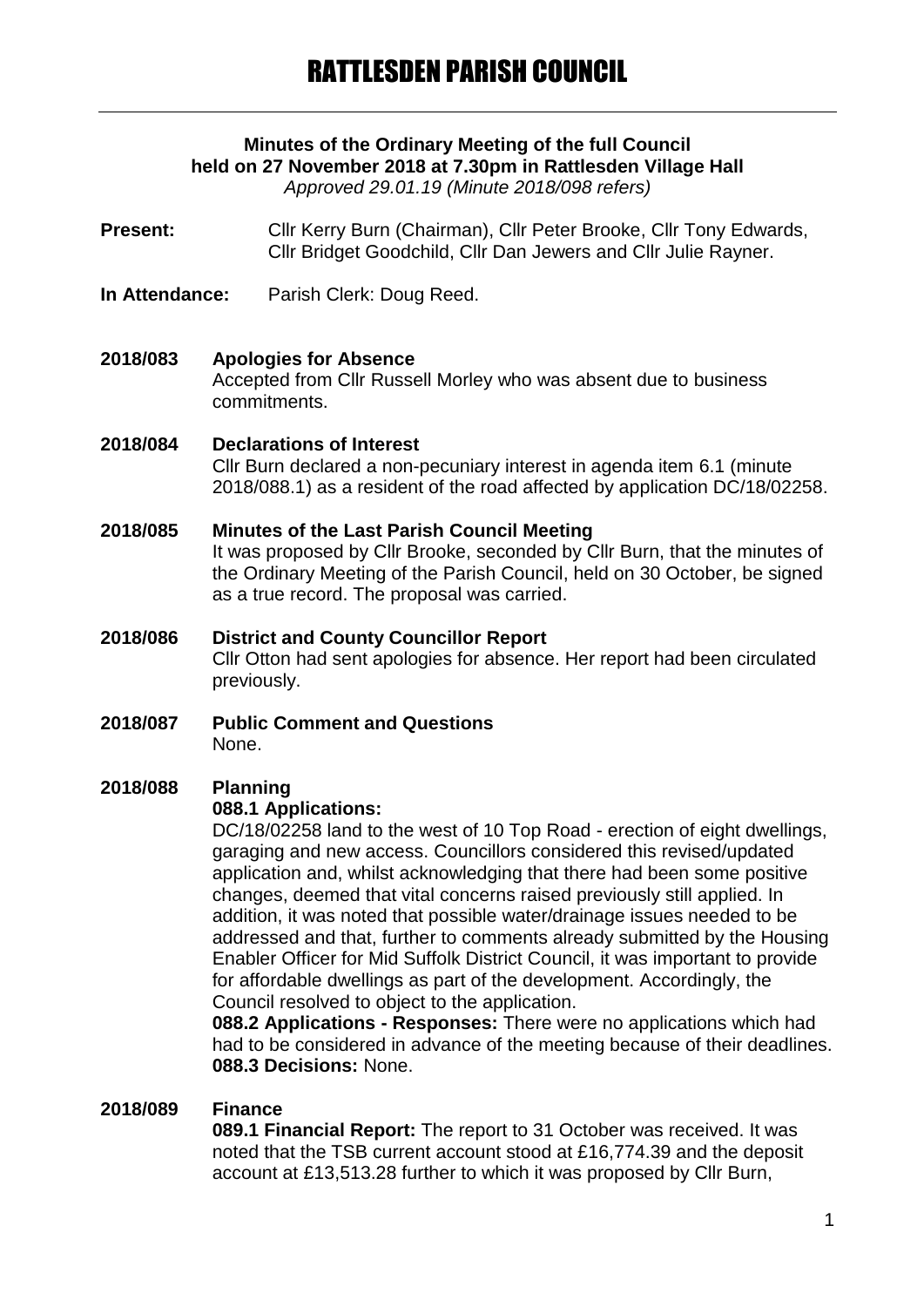# RATTLESDEN PARISH COUNCIL

**Minutes of the Ordinary Meeting of the full Council held on 27 November 2018 at 7.30pm in Rattlesden Village Hall**
*Approved 29.01.19 (Minute 2018/098 refers)*

**Present:** Cllr Kerry Burn (Chairman), Cllr Peter Brooke, Cllr Tony Edwards, Cllr Bridget Goodchild, Cllr Dan Jewers and Cllr Julie Rayner.

**In Attendance:** Parish Clerk: Doug Reed.

**2018/083 Apologies for Absence**
Accepted from Cllr Russell Morley who was absent due to business commitments.

**2018/084 Declarations of Interest**
Cllr Burn declared a non-pecuniary interest in agenda item 6.1 (minute 2018/088.1) as a resident of the road affected by application DC/18/02258.

**2018/085 Minutes of the Last Parish Council Meeting**
It was proposed by Cllr Brooke, seconded by Cllr Burn, that the minutes of the Ordinary Meeting of the Parish Council, held on 30 October, be signed as a true record. The proposal was carried.

**2018/086 District and County Councillor Report**
Cllr Otton had sent apologies for absence. Her report had been circulated previously.

**2018/087 Public Comment and Questions**
None.

**2018/088 Planning**
**088.1 Applications:**
DC/18/02258 land to the west of 10 Top Road - erection of eight dwellings, garaging and new access. Councillors considered this revised/updated application and, whilst acknowledging that there had been some positive changes, deemed that vital concerns raised previously still applied. In addition, it was noted that possible water/drainage issues needed to be addressed and that, further to comments already submitted by the Housing Enabler Officer for Mid Suffolk District Council, it was important to provide for affordable dwellings as part of the development. Accordingly, the Council resolved to object to the application.
**088.2 Applications - Responses:** There were no applications which had had to be considered in advance of the meeting because of their deadlines.
**088.3 Decisions:** None.

**2018/089 Finance**
**089.1 Financial Report:** The report to 31 October was received. It was noted that the TSB current account stood at £16,774.39 and the deposit account at £13,513.28 further to which it was proposed by Cllr Burn,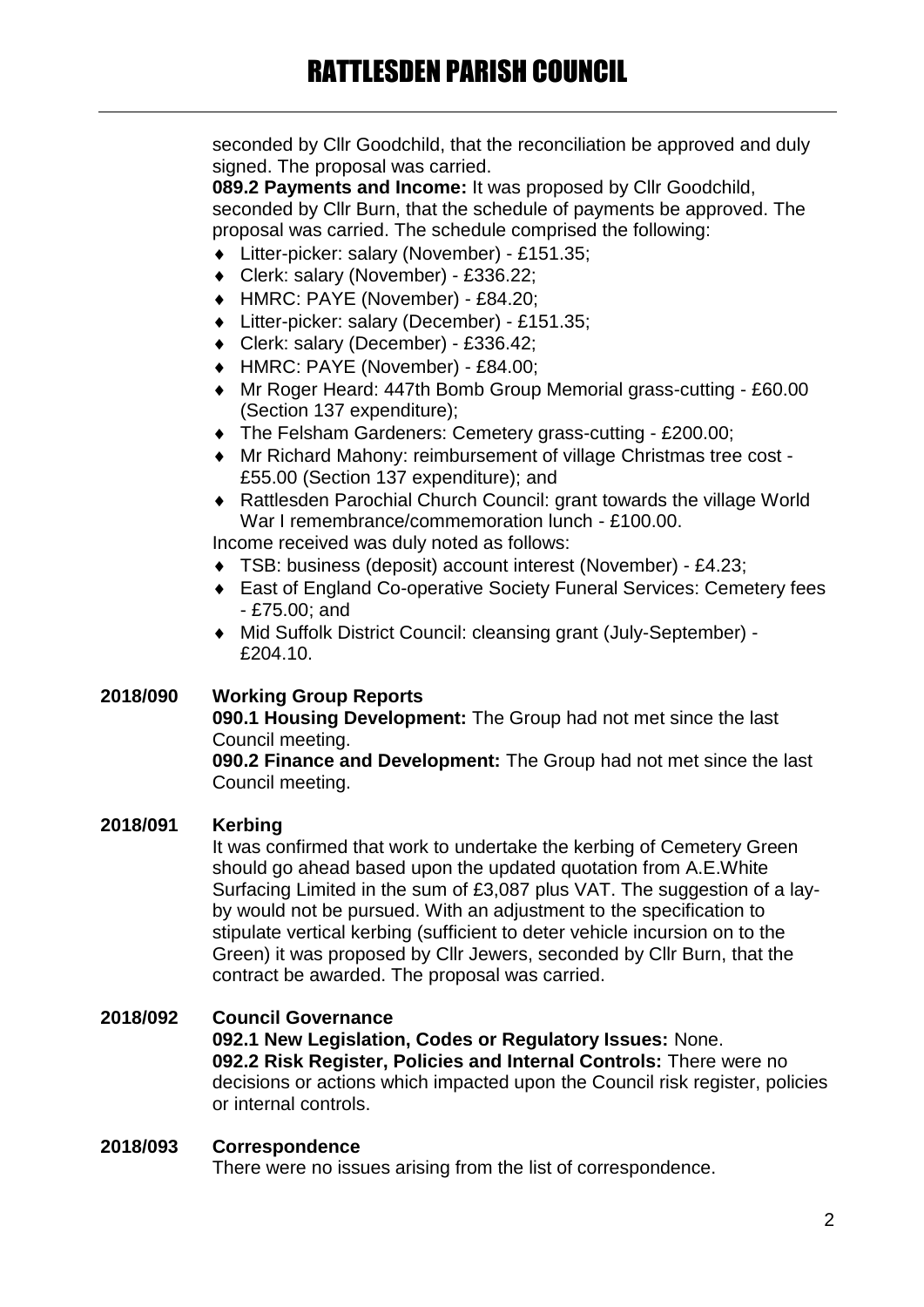seconded by Cllr Goodchild, that the reconciliation be approved and duly signed. The proposal was carried.

**089.2 Payments and Income:** It was proposed by Cllr Goodchild, seconded by Cllr Burn, that the schedule of payments be approved. The proposal was carried. The schedule comprised the following:

- Litter-picker: salary (November) - £151.35;
- Clerk: salary (November) - £336.22;
- HMRC: PAYE (November) - £84.20;
- Litter-picker: salary (December) - £151.35;
- Clerk: salary (December) - £336.42;
- HMRC: PAYE (November) - £84.00;
- Mr Roger Heard: 447th Bomb Group Memorial grass-cutting - £60.00 (Section 137 expenditure);
- The Felsham Gardeners: Cemetery grass-cutting - £200.00;
- Mr Richard Mahony: reimbursement of village Christmas tree cost - £55.00 (Section 137 expenditure); and
- Rattlesden Parochial Church Council: grant towards the village World War I remembrance/commemoration lunch - £100.00.

Income received was duly noted as follows:

- TSB: business (deposit) account interest (November) - £4.23;
- East of England Co-operative Society Funeral Services: Cemetery fees - £75.00; and
- Mid Suffolk District Council: cleansing grant (July-September) - £204.10.

## 2018/090 Working Group Reports

**090.1 Housing Development:** The Group had not met since the last Council meeting.

**090.2 Finance and Development:** The Group had not met since the last Council meeting.

## 2018/091 Kerbing

It was confirmed that work to undertake the kerbing of Cemetery Green should go ahead based upon the updated quotation from A.E.White Surfacing Limited in the sum of £3,087 plus VAT. The suggestion of a lay-by would not be pursued. With an adjustment to the specification to stipulate vertical kerbing (sufficient to deter vehicle incursion on to the Green) it was proposed by Cllr Jewers, seconded by Cllr Burn, that the contract be awarded. The proposal was carried.

## 2018/092 Council Governance

**092.1 New Legislation, Codes or Regulatory Issues:** None.

**092.2 Risk Register, Policies and Internal Controls:** There were no decisions or actions which impacted upon the Council risk register, policies or internal controls.

## 2018/093 Correspondence

There were no issues arising from the list of correspondence.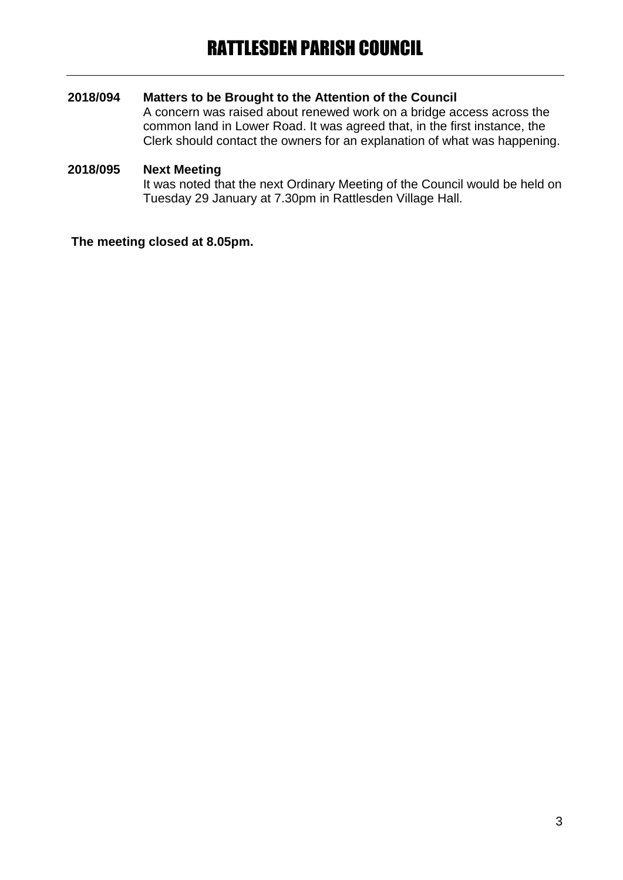**2018/094 Matters to be Brought to the Attention of the Council**

A concern was raised about renewed work on a bridge access across the common land in Lower Road. It was agreed that, in the first instance, the Clerk should contact the owners for an explanation of what was happening.

**2018/095 Next Meeting**

It was noted that the next Ordinary Meeting of the Council would be held on Tuesday 29 January at 7.30pm in Rattlesden Village Hall.

**The meeting closed at 8.05pm.**